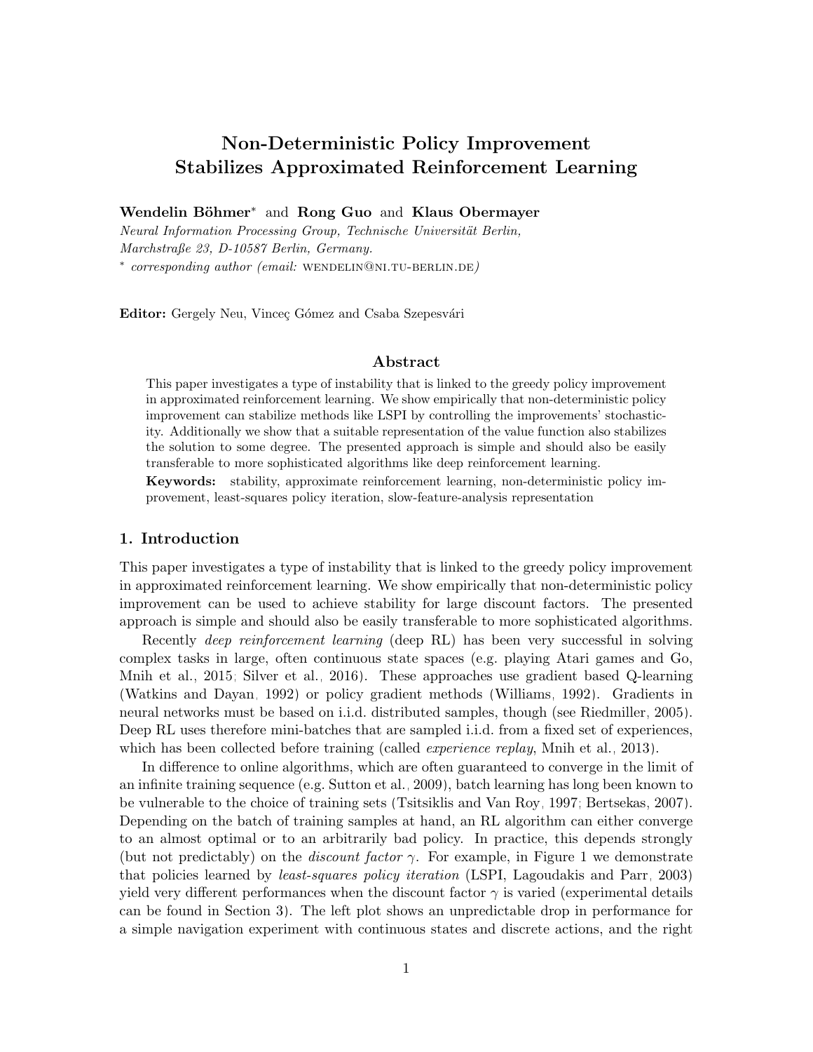# Non-Deterministic Policy Improvement Stabilizes Approximated Reinforcement Learning

**Wendelin Böhmer*** and **Rong Guo** and **Klaus Obermayer**

*Neural Information Processing Group, Technische Universität Berlin,*
*Marchstraße 23, D-10587 Berlin, Germany.*
* *corresponding author (email:* WENDELIN@NI.TU-BERLIN.DE*)*

**Editor:** Gergely Neu, Vinceç Gómez and Csaba Szepesvári

## Abstract

This paper investigates a type of instability that is linked to the greedy policy improvement in approximated reinforcement learning. We show empirically that non-deterministic policy improvement can stabilize methods like LSPI by controlling the improvements' stochasticity. Additionally we show that a suitable representation of the value function also stabilizes the solution to some degree. The presented approach is simple and should also be easily transferable to more sophisticated algorithms like deep reinforcement learning.

**Keywords:** stability, approximate reinforcement learning, non-deterministic policy improvement, least-squares policy iteration, slow-feature-analysis representation

## 1. Introduction

This paper investigates a type of instability that is linked to the greedy policy improvement in approximated reinforcement learning. We show empirically that non-deterministic policy improvement can be used to achieve stability for large discount factors. The presented approach is simple and should also be easily transferable to more sophisticated algorithms.

Recently *deep reinforcement learning* (deep RL) has been very successful in solving complex tasks in large, often continuous state spaces (e.g. playing Atari games and Go, Mnih et al., 2015; Silver et al., 2016). These approaches use gradient based Q-learning (Watkins and Dayan, 1992) or policy gradient methods (Williams, 1992). Gradients in neural networks must be based on i.i.d. distributed samples, though (see Riedmiller, 2005). Deep RL uses therefore mini-batches that are sampled i.i.d. from a fixed set of experiences, which has been collected before training (called *experience replay*, Mnih et al., 2013).

In difference to online algorithms, which are often guaranteed to converge in the limit of an infinite training sequence (e.g. Sutton et al., 2009), batch learning has long been known to be vulnerable to the choice of training sets (Tsitsiklis and Van Roy, 1997; Bertsekas, 2007). Depending on the batch of training samples at hand, an RL algorithm can either converge to an almost optimal or to an arbitrarily bad policy. In practice, this depends strongly (but not predictably) on the *discount factor* $\gamma$. For example, in Figure 1 we demonstrate that policies learned by *least-squares policy iteration* (LSPI, Lagoudakis and Parr, 2003) yield very different performances when the discount factor $\gamma$ is varied (experimental details can be found in Section 3). The left plot shows an unpredictable drop in performance for a simple navigation experiment with continuous states and discrete actions, and the right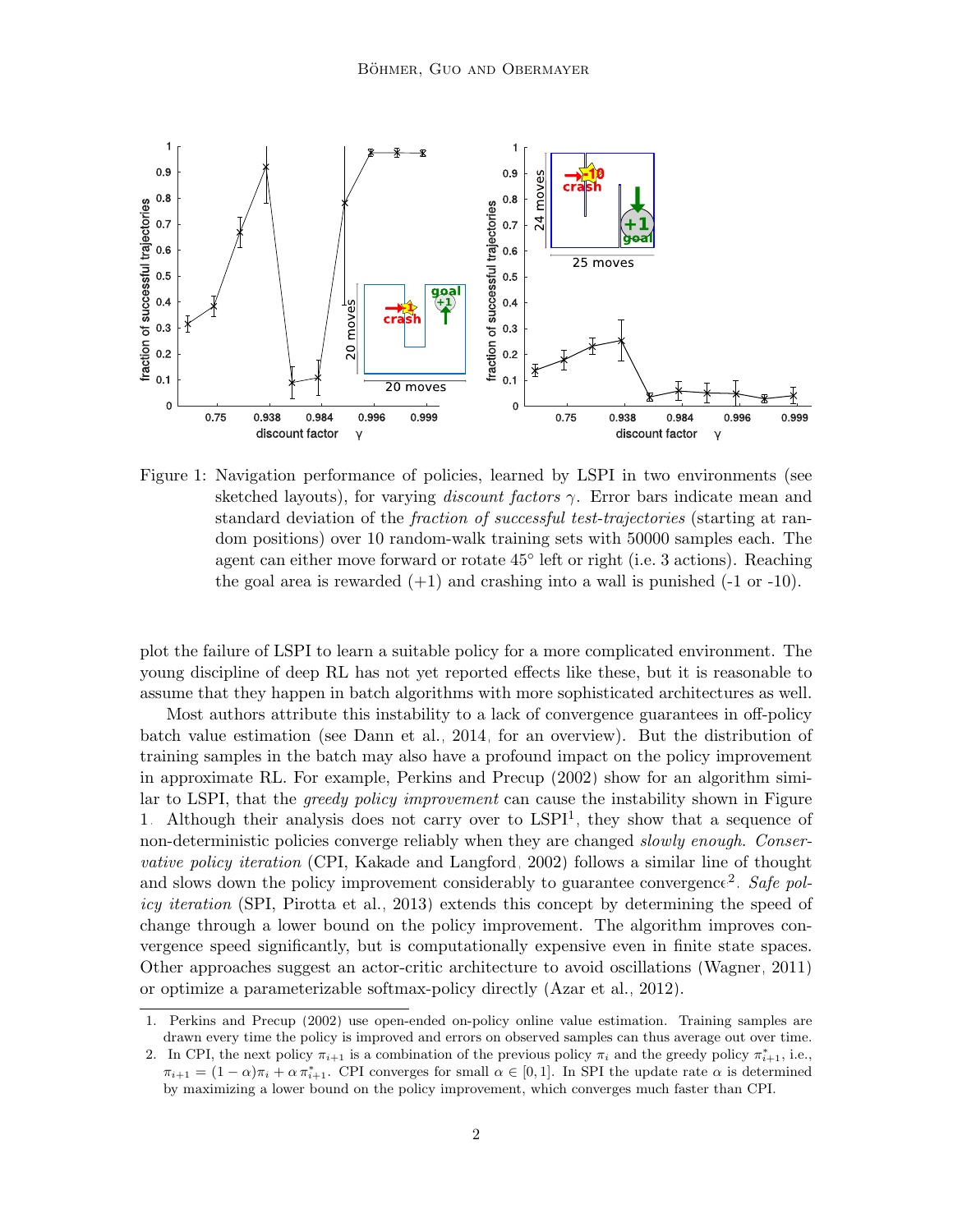Figure 1: Navigation performance of policies, learned by LSPI in two environments (see sketched layouts), for varying *discount factors* $\gamma$. Error bars indicate mean and standard deviation of the *fraction of successful test-trajectories* (starting at random positions) over 10 random-walk training sets with 50000 samples each. The agent can either move forward or rotate 45° left or right (i.e. 3 actions). Reaching the goal area is rewarded (+1) and crashing into a wall is punished (-1 or -10).

plot the failure of LSPI to learn a suitable policy for a more complicated environment. The young discipline of deep RL has not yet reported effects like these, but it is reasonable to assume that they happen in batch algorithms with more sophisticated architectures as well.

Most authors attribute this instability to a lack of convergence guarantees in off-policy batch value estimation (see Dann et al., 2014, for an overview). But the distribution of training samples in the batch may also have a profound impact on the policy improvement in approximate RL. For example, Perkins and Precup (2002) show for an algorithm similar to LSPI, that the *greedy policy improvement* can cause the instability shown in Figure 1. Although their analysis does not carry over to LSPI[1], they show that a sequence of non-deterministic policies converge reliably when they are changed *slowly enough*. *Conservative policy iteration* (CPI, Kakade and Langford, 2002) follows a similar line of thought and slows down the policy improvement considerably to guarantee convergence[2]. *Safe policy iteration* (SPI, Pirotta et al., 2013) extends this concept by determining the speed of change through a lower bound on the policy improvement. The algorithm improves convergence speed significantly, but is computationally expensive even in finite state spaces. Other approaches suggest an actor-critic architecture to avoid oscillations (Wagner, 2011) or optimize a parameterizable softmax-policy directly (Azar et al., 2012).

1. Perkins and Precup (2002) use open-ended on-policy online value estimation. Training samples are drawn every time the policy is improved and errors on observed samples can thus average out over time.
2. In CPI, the next policy $\pi_{i+1}$ is a combination of the previous policy $\pi_i$ and the greedy policy $\pi^*_{i+1}$, i.e., $\pi_{i+1} = (1-\alpha)\pi_i + \alpha\,\pi^*_{i+1}$. CPI converges for small $\alpha \in [0, 1]$. In SPI the update rate $\alpha$ is determined by maximizing a lower bound on the policy improvement, which converges much faster than CPI.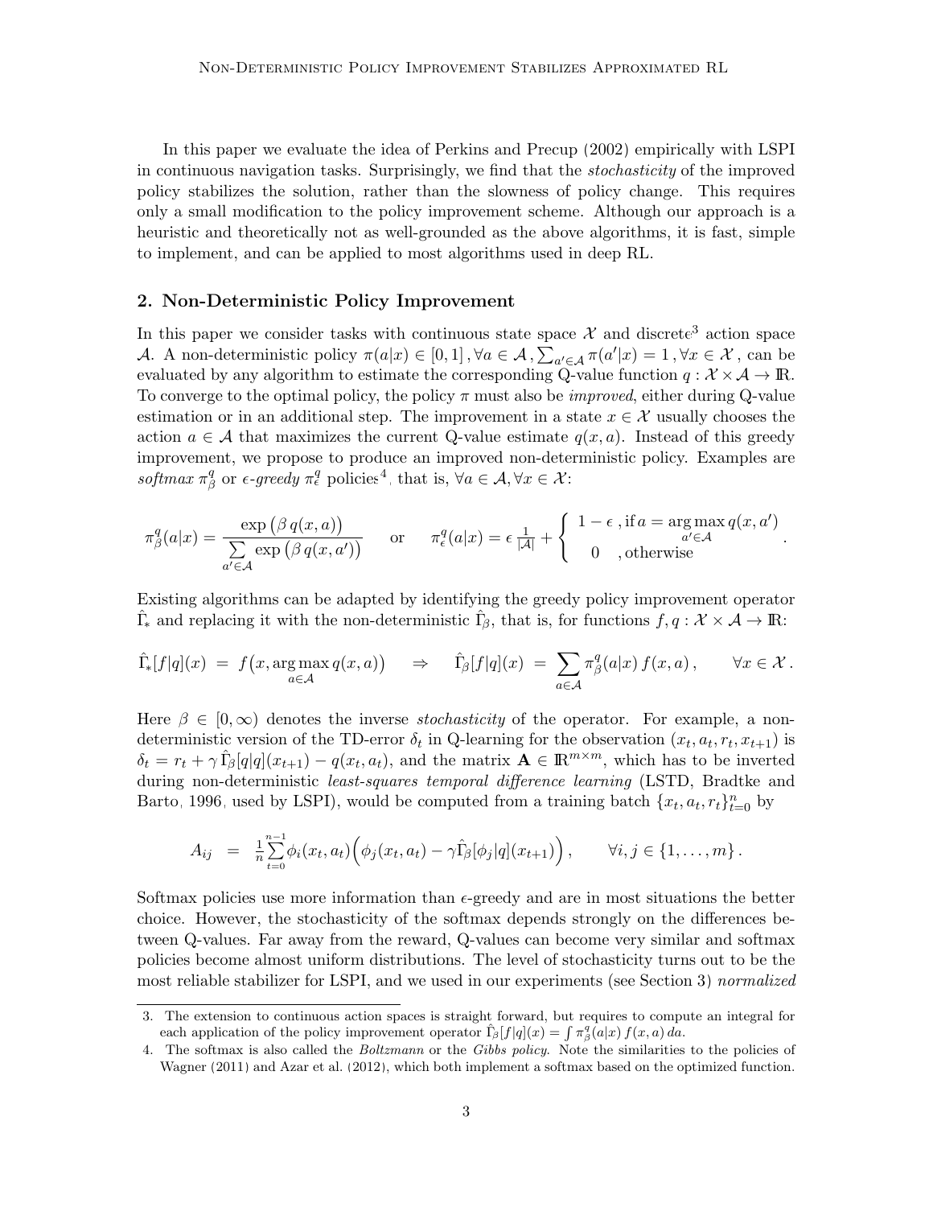In this paper we evaluate the idea of Perkins and Precup (2002) empirically with LSPI in continuous navigation tasks. Surprisingly, we find that the *stochasticity* of the improved policy stabilizes the solution, rather than the slowness of policy change. This requires only a small modification to the policy improvement scheme. Although our approach is a heuristic and theoretically not as well-grounded as the above algorithms, it is fast, simple to implement, and can be applied to most algorithms used in deep RL.

## 2. Non-Deterministic Policy Improvement

In this paper we consider tasks with continuous state space $\mathcal{X}$ and discrete[3] action space $\mathcal{A}$. A non-deterministic policy $\pi(a|x) \in [0,1], \forall a \in \mathcal{A}, \sum_{a' \in \mathcal{A}} \pi(a'|x) = 1, \forall x \in \mathcal{X}$, can be evaluated by any algorithm to estimate the corresponding Q-value function $q : \mathcal{X} \times \mathcal{A} \to \mathbb{R}$. To converge to the optimal policy, the policy $\pi$ must also be *improved*, either during Q-value estimation or in an additional step. The improvement in a state $x \in \mathcal{X}$ usually chooses the action $a \in \mathcal{A}$ that maximizes the current Q-value estimate $q(x,a)$. Instead of this greedy improvement, we propose to produce an improved non-deterministic policy. Examples are *softmax* $\pi^q_\beta$ or *$\epsilon$-greedy* $\pi^q_\epsilon$ policies[4], that is, $\forall a \in \mathcal{A}, \forall x \in \mathcal{X}$:

$$\pi^q_\beta(a|x) = \frac{\exp\big(\beta\, q(x,a)\big)}{\sum\limits_{a' \in \mathcal{A}} \exp\big(\beta\, q(x,a')\big)} \qquad \text{or} \qquad \pi^q_\epsilon(a|x) = \epsilon\, \tfrac{1}{|\mathcal{A}|} + \left\{ \begin{array}{cl} 1-\epsilon & \text{, if } a = \arg\max\limits_{a' \in \mathcal{A}} q(x,a') \\ 0 & \text{, otherwise} \end{array} \right. .$$

Existing algorithms can be adapted by identifying the greedy policy improvement operator $\hat{\Gamma}_*$ and replacing it with the non-deterministic $\hat{\Gamma}_\beta$, that is, for functions $f, q : \mathcal{X} \times \mathcal{A} \to \mathbb{R}$:

$$\hat{\Gamma}_*[f|q](x) \;=\; f\big(x, \arg\max_{a \in \mathcal{A}} q(x,a)\big) \quad \Rightarrow \quad \hat{\Gamma}_\beta[f|q](x) \;=\; \sum_{a \in \mathcal{A}} \pi^q_\beta(a|x)\, f(x,a)\,, \qquad \forall x \in \mathcal{X}\,.$$

Here $\beta \in [0, \infty)$ denotes the inverse *stochasticity* of the operator. For example, a non-deterministic version of the TD-error $\delta_t$ in Q-learning for the observation $(x_t, a_t, r_t, x_{t+1})$ is $\delta_t = r_t + \gamma\, \hat{\Gamma}_\beta[q|q](x_{t+1}) - q(x_t, a_t)$, and the matrix $\mathbf{A} \in \mathbb{R}^{m \times m}$, which has to be inverted during non-deterministic *least-squares temporal difference learning* (LSTD, Bradtke and Barto, 1996, used by LSPI), would be computed from a training batch $\{x_t, a_t, r_t\}_{t=0}^n$ by

$$A_{ij} \;=\; \tfrac{1}{n} \sum_{t=0}^{n-1} \phi_i(x_t, a_t) \Big( \phi_j(x_t, a_t) - \gamma \hat{\Gamma}_\beta[\phi_j|q](x_{t+1}) \Big)\,, \qquad \forall i,j \in \{1, \ldots, m\}\,.$$

Softmax policies use more information than $\epsilon$-greedy and are in most situations the better choice. However, the stochasticity of the softmax depends strongly on the differences between Q-values. Far away from the reward, Q-values can become very similar and softmax policies become almost uniform distributions. The level of stochasticity turns out to be the most reliable stabilizer for LSPI, and we used in our experiments (see Section 3) *normalized*

---

3. The extension to continuous action spaces is straight forward, but requires to compute an integral for each application of the policy improvement operator $\hat{\Gamma}_\beta[f|q](x) = \int \pi^q_\beta(a|x)\, f(x,a)\, da$.

4. The softmax is also called the *Boltzmann* or the *Gibbs policy*. Note the similarities to the policies of Wagner (2011) and Azar et al. (2012), which both implement a softmax based on the optimized function.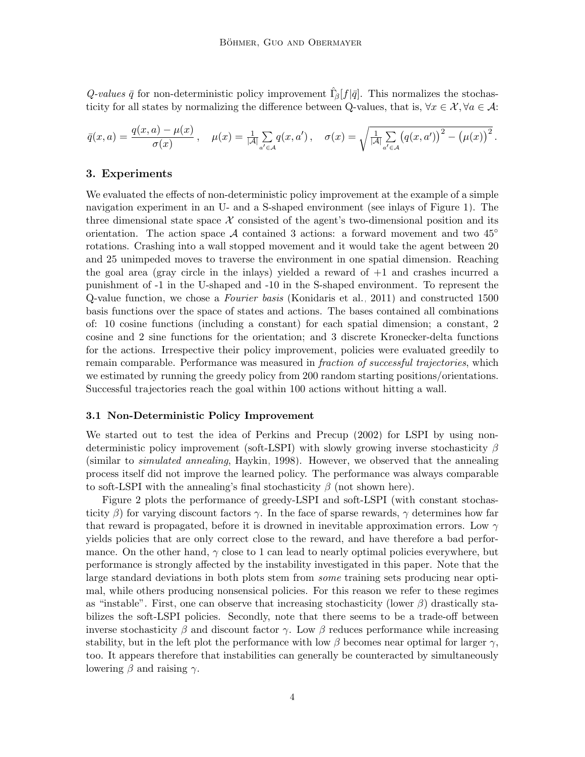*Q-values* $\bar{q}$ for non-deterministic policy improvement $\hat{\Gamma}_\beta[f|\bar{q}]$. This normalizes the stochasticity for all states by normalizing the difference between Q-values, that is, $\forall x \in \mathcal{X}, \forall a \in \mathcal{A}$:

$$\bar{q}(x,a) = \frac{q(x,a) - \mu(x)}{\sigma(x)}\,, \quad \mu(x) = \tfrac{1}{|\mathcal{A}|} \sum_{a' \in \mathcal{A}} q(x,a')\,, \quad \sigma(x) = \sqrt{\tfrac{1}{|\mathcal{A}|} \sum_{a' \in \mathcal{A}} \big(q(x,a')\big)^2 - \big(\mu(x)\big)^2}\,.$$

## 3. Experiments

We evaluated the effects of non-deterministic policy improvement at the example of a simple navigation experiment in an U- and a S-shaped environment (see inlays of Figure 1). The three dimensional state space $\mathcal{X}$ consisted of the agent's two-dimensional position and its orientation. The action space $\mathcal{A}$ contained 3 actions: a forward movement and two $45^\circ$ rotations. Crashing into a wall stopped movement and it would take the agent between 20 and 25 unimpeded moves to traverse the environment in one spatial dimension. Reaching the goal area (gray circle in the inlays) yielded a reward of +1 and crashes incurred a punishment of -1 in the U-shaped and -10 in the S-shaped environment. To represent the Q-value function, we chose a *Fourier basis* (Konidaris et al., 2011) and constructed 1500 basis functions over the space of states and actions. The bases contained all combinations of: 10 cosine functions (including a constant) for each spatial dimension; a constant, 2 cosine and 2 sine functions for the orientation; and 3 discrete Kronecker-delta functions for the actions. Irrespective their policy improvement, policies were evaluated greedily to remain comparable. Performance was measured in *fraction of successful trajectories*, which we estimated by running the greedy policy from 200 random starting positions/orientations. Successful trajectories reach the goal within 100 actions without hitting a wall.

### 3.1 Non-Deterministic Policy Improvement

We started out to test the idea of Perkins and Precup (2002) for LSPI by using non-deterministic policy improvement (soft-LSPI) with slowly growing inverse stochasticity $\beta$ (similar to *simulated annealing*, Haykin, 1998). However, we observed that the annealing process itself did not improve the learned policy. The performance was always comparable to soft-LSPI with the annealing's final stochasticity $\beta$ (not shown here).

Figure 2 plots the performance of greedy-LSPI and soft-LSPI (with constant stochasticity $\beta$) for varying discount factors $\gamma$. In the face of sparse rewards, $\gamma$ determines how far that reward is propagated, before it is drowned in inevitable approximation errors. Low $\gamma$ yields policies that are only correct close to the reward, and have therefore a bad performance. On the other hand, $\gamma$ close to 1 can lead to nearly optimal policies everywhere, but performance is strongly affected by the instability investigated in this paper. Note that the large standard deviations in both plots stem from *some* training sets producing near optimal, while others producing nonsensical policies. For this reason we refer to these regimes as "instable". First, one can observe that increasing stochasticity (lower $\beta$) drastically stabilizes the soft-LSPI policies. Secondly, note that there seems to be a trade-off between inverse stochasticity $\beta$ and discount factor $\gamma$. Low $\beta$ reduces performance while increasing stability, but in the left plot the performance with low $\beta$ becomes near optimal for larger $\gamma$, too. It appears therefore that instabilities can generally be counteracted by simultaneously lowering $\beta$ and raising $\gamma$.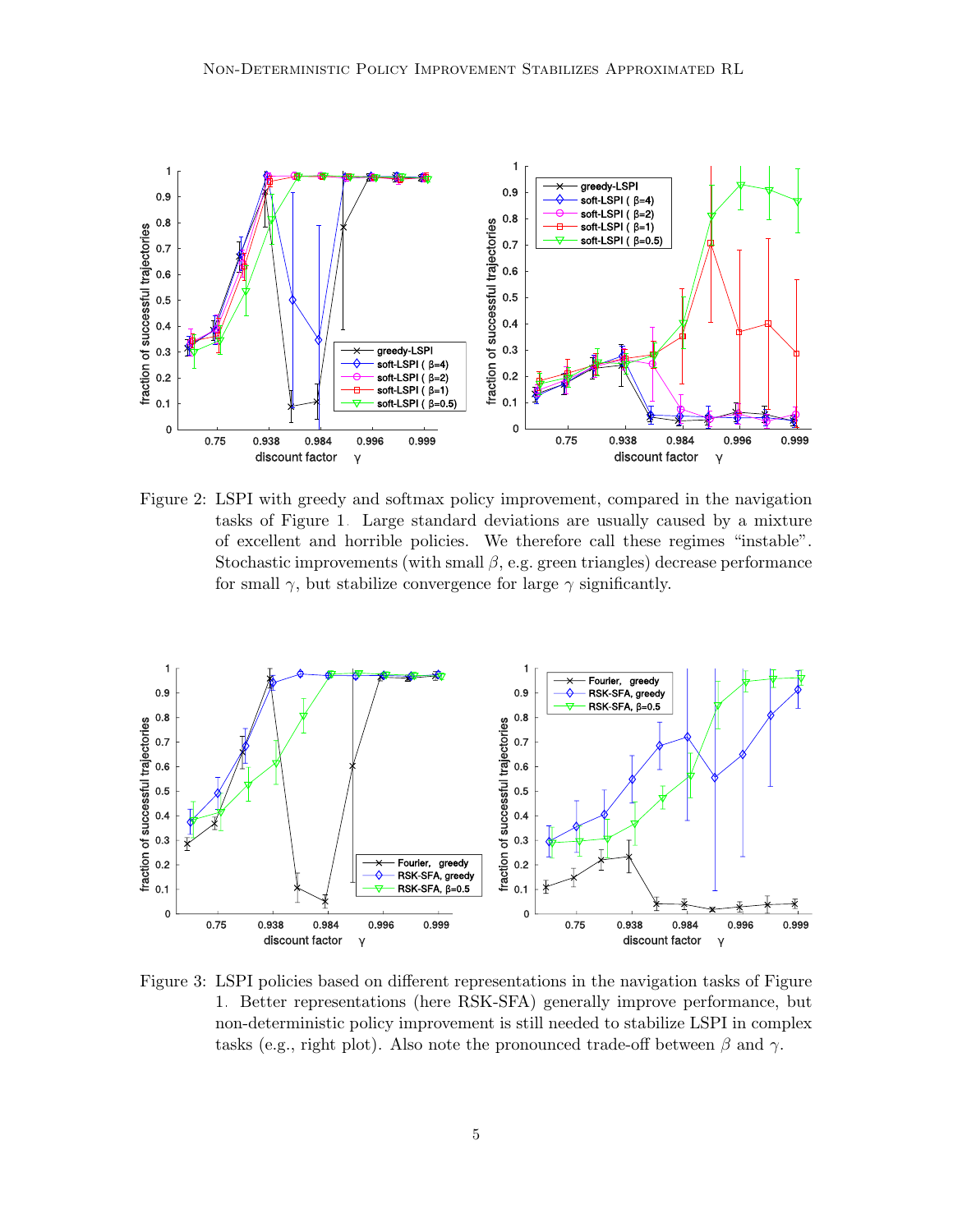Figure 2: LSPI with greedy and softmax policy improvement, compared in the navigation tasks of Figure 1. Large standard deviations are usually caused by a mixture of excellent and horrible policies. We therefore call these regimes "instable". Stochastic improvements (with small $\beta$, e.g. green triangles) decrease performance for small $\gamma$, but stabilize convergence for large $\gamma$ significantly.

Figure 3: LSPI policies based on different representations in the navigation tasks of Figure 1. Better representations (here RSK-SFA) generally improve performance, but non-deterministic policy improvement is still needed to stabilize LSPI in complex tasks (e.g., right plot). Also note the pronounced trade-off between $\beta$ and $\gamma$.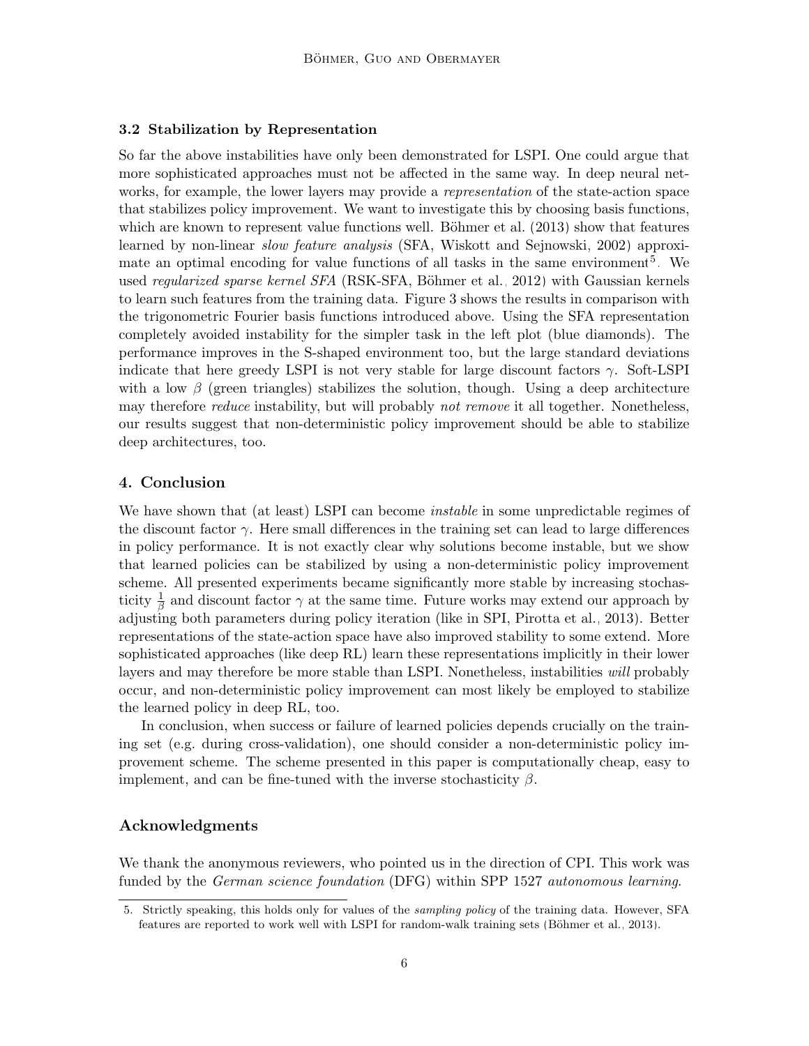### 3.2 Stabilization by Representation

So far the above instabilities have only been demonstrated for LSPI. One could argue that more sophisticated approaches must not be affected in the same way. In deep neural networks, for example, the lower layers may provide a *representation* of the state-action space that stabilizes policy improvement. We want to investigate this by choosing basis functions, which are known to represent value functions well. Böhmer et al. (2013) show that features learned by non-linear *slow feature analysis* (SFA, Wiskott and Sejnowski, 2002) approximate an optimal encoding for value functions of all tasks in the same environment[5]. We used *regularized sparse kernel SFA* (RSK-SFA, Böhmer et al., 2012) with Gaussian kernels to learn such features from the training data. Figure 3 shows the results in comparison with the trigonometric Fourier basis functions introduced above. Using the SFA representation completely avoided instability for the simpler task in the left plot (blue diamonds). The performance improves in the S-shaped environment too, but the large standard deviations indicate that here greedy LSPI is not very stable for large discount factors $\gamma$. Soft-LSPI with a low $\beta$ (green triangles) stabilizes the solution, though. Using a deep architecture may therefore *reduce* instability, but will probably *not remove* it all together. Nonetheless, our results suggest that non-deterministic policy improvement should be able to stabilize deep architectures, too.

## 4. Conclusion

We have shown that (at least) LSPI can become *instable* in some unpredictable regimes of the discount factor $\gamma$. Here small differences in the training set can lead to large differences in policy performance. It is not exactly clear why solutions become instable, but we show that learned policies can be stabilized by using a non-deterministic policy improvement scheme. All presented experiments became significantly more stable by increasing stochasticity $\frac{1}{\beta}$ and discount factor $\gamma$ at the same time. Future works may extend our approach by adjusting both parameters during policy iteration (like in SPI, Pirotta et al., 2013). Better representations of the state-action space have also improved stability to some extend. More sophisticated approaches (like deep RL) learn these representations implicitly in their lower layers and may therefore be more stable than LSPI. Nonetheless, instabilities *will* probably occur, and non-deterministic policy improvement can most likely be employed to stabilize the learned policy in deep RL, too.

In conclusion, when success or failure of learned policies depends crucially on the training set (e.g. during cross-validation), one should consider a non-deterministic policy improvement scheme. The scheme presented in this paper is computationally cheap, easy to implement, and can be fine-tuned with the inverse stochasticity $\beta$.

### Acknowledgments

We thank the anonymous reviewers, who pointed us in the direction of CPI. This work was funded by the *German science foundation* (DFG) within SPP 1527 *autonomous learning*.

---

5. Strictly speaking, this holds only for values of the *sampling policy* of the training data. However, SFA features are reported to work well with LSPI for random-walk training sets (Böhmer et al., 2013).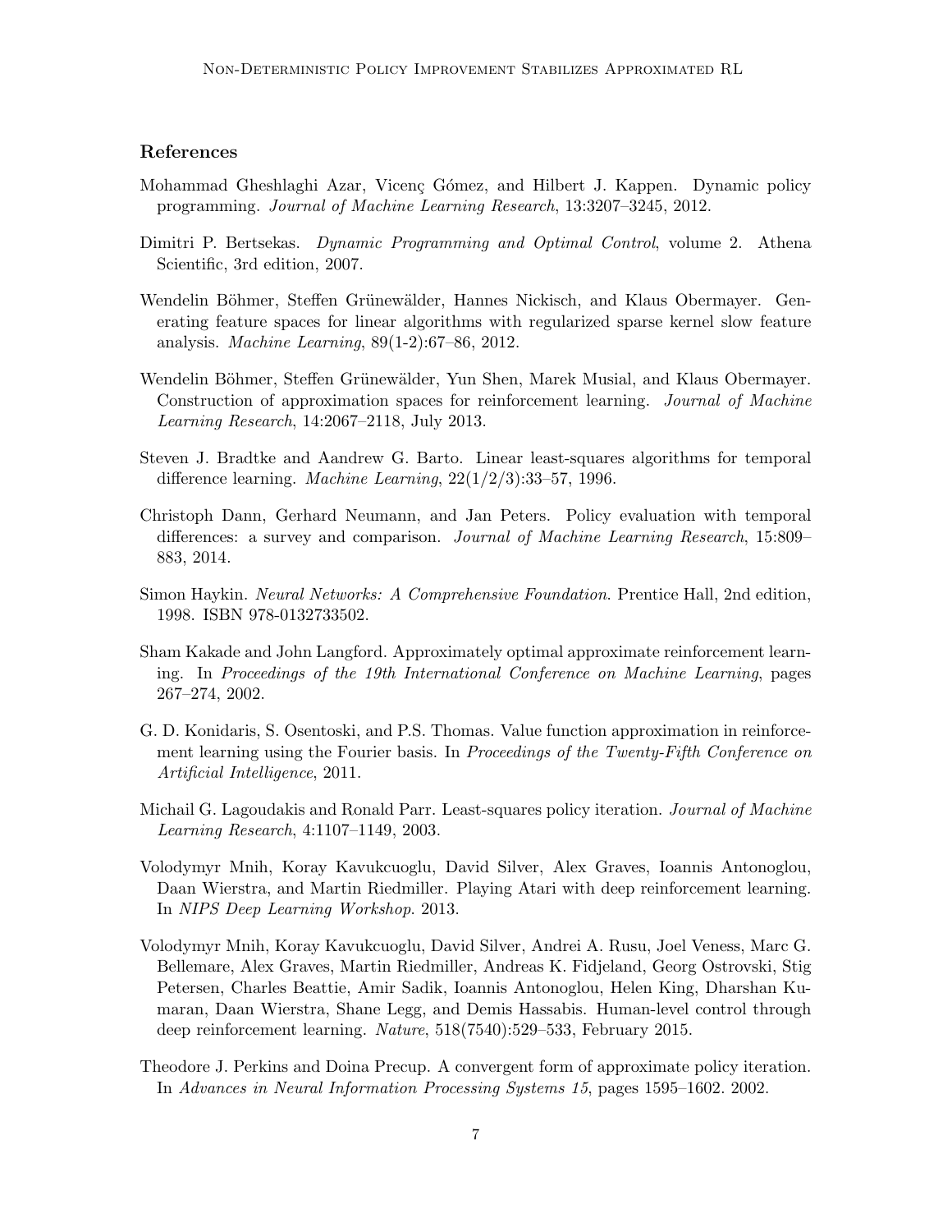### References

Mohammad Gheshlaghi Azar, Vicenç Gómez, and Hilbert J. Kappen. Dynamic policy programming. *Journal of Machine Learning Research*, 13:3207–3245, 2012.

Dimitri P. Bertsekas. *Dynamic Programming and Optimal Control*, volume 2. Athena Scientific, 3rd edition, 2007.

Wendelin Böhmer, Steffen Grünewälder, Hannes Nickisch, and Klaus Obermayer. Generating feature spaces for linear algorithms with regularized sparse kernel slow feature analysis. *Machine Learning*, 89(1-2):67–86, 2012.

Wendelin Böhmer, Steffen Grünewälder, Yun Shen, Marek Musial, and Klaus Obermayer. Construction of approximation spaces for reinforcement learning. *Journal of Machine Learning Research*, 14:2067–2118, July 2013.

Steven J. Bradtke and Aandrew G. Barto. Linear least-squares algorithms for temporal difference learning. *Machine Learning*, 22(1/2/3):33–57, 1996.

Christoph Dann, Gerhard Neumann, and Jan Peters. Policy evaluation with temporal differences: a survey and comparison. *Journal of Machine Learning Research*, 15:809–883, 2014.

Simon Haykin. *Neural Networks: A Comprehensive Foundation*. Prentice Hall, 2nd edition, 1998. ISBN 978-0132733502.

Sham Kakade and John Langford. Approximately optimal approximate reinforcement learning. In *Proceedings of the 19th International Conference on Machine Learning*, pages 267–274, 2002.

G. D. Konidaris, S. Osentoski, and P.S. Thomas. Value function approximation in reinforcement learning using the Fourier basis. In *Proceedings of the Twenty-Fifth Conference on Artificial Intelligence*, 2011.

Michail G. Lagoudakis and Ronald Parr. Least-squares policy iteration. *Journal of Machine Learning Research*, 4:1107–1149, 2003.

Volodymyr Mnih, Koray Kavukcuoglu, David Silver, Alex Graves, Ioannis Antonoglou, Daan Wierstra, and Martin Riedmiller. Playing Atari with deep reinforcement learning. In *NIPS Deep Learning Workshop*. 2013.

Volodymyr Mnih, Koray Kavukcuoglu, David Silver, Andrei A. Rusu, Joel Veness, Marc G. Bellemare, Alex Graves, Martin Riedmiller, Andreas K. Fidjeland, Georg Ostrovski, Stig Petersen, Charles Beattie, Amir Sadik, Ioannis Antonoglou, Helen King, Dharshan Kumaran, Daan Wierstra, Shane Legg, and Demis Hassabis. Human-level control through deep reinforcement learning. *Nature*, 518(7540):529–533, February 2015.

Theodore J. Perkins and Doina Precup. A convergent form of approximate policy iteration. In *Advances in Neural Information Processing Systems 15*, pages 1595–1602. 2002.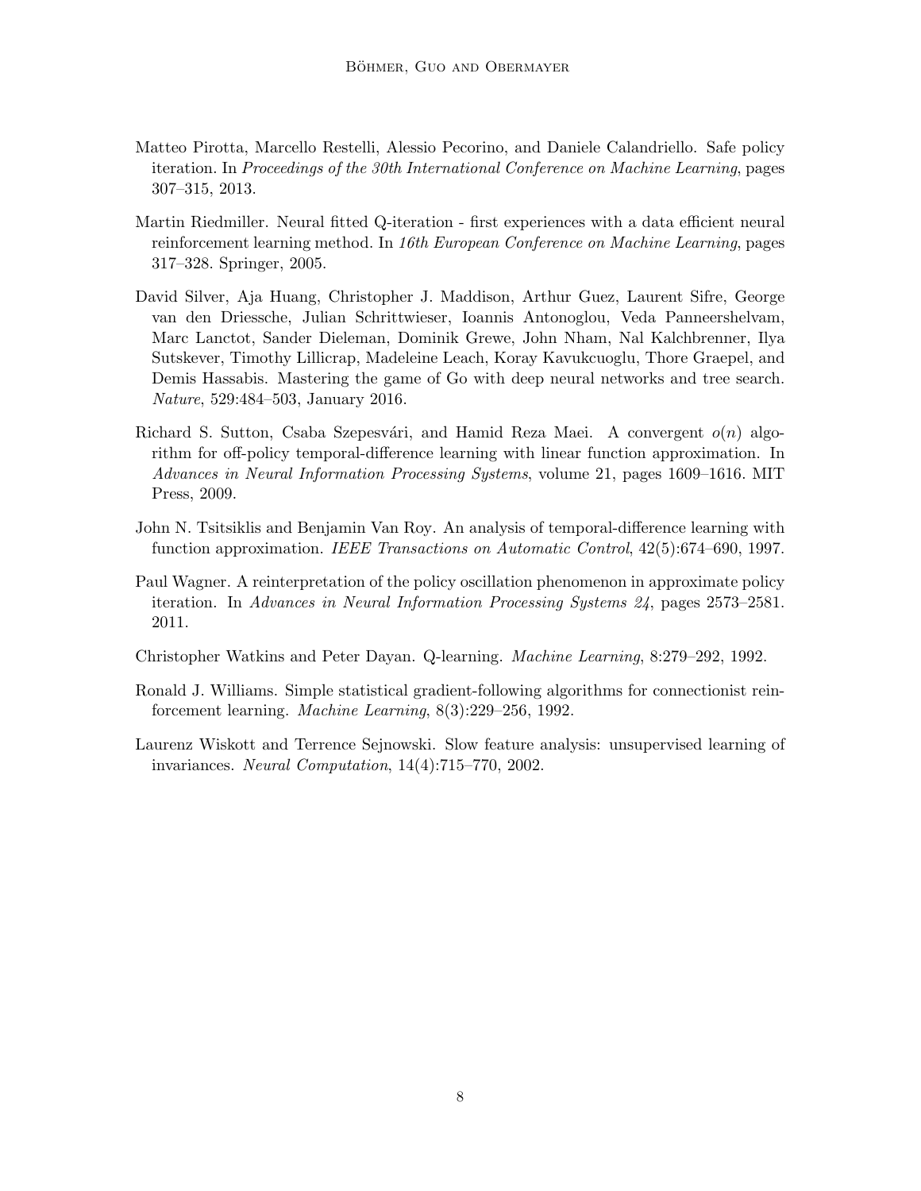Matteo Pirotta, Marcello Restelli, Alessio Pecorino, and Daniele Calandriello. Safe policy iteration. In *Proceedings of the 30th International Conference on Machine Learning*, pages 307–315, 2013.

Martin Riedmiller. Neural fitted Q-iteration - first experiences with a data efficient neural reinforcement learning method. In *16th European Conference on Machine Learning*, pages 317–328. Springer, 2005.

David Silver, Aja Huang, Christopher J. Maddison, Arthur Guez, Laurent Sifre, George van den Driessche, Julian Schrittwieser, Ioannis Antonoglou, Veda Panneershelvam, Marc Lanctot, Sander Dieleman, Dominik Grewe, John Nham, Nal Kalchbrenner, Ilya Sutskever, Timothy Lillicrap, Madeleine Leach, Koray Kavukcuoglu, Thore Graepel, and Demis Hassabis. Mastering the game of Go with deep neural networks and tree search. *Nature*, 529:484–503, January 2016.

Richard S. Sutton, Csaba Szepesvári, and Hamid Reza Maei. A convergent $o(n)$ algorithm for off-policy temporal-difference learning with linear function approximation. In *Advances in Neural Information Processing Systems*, volume 21, pages 1609–1616. MIT Press, 2009.

John N. Tsitsiklis and Benjamin Van Roy. An analysis of temporal-difference learning with function approximation. *IEEE Transactions on Automatic Control*, 42(5):674–690, 1997.

Paul Wagner. A reinterpretation of the policy oscillation phenomenon in approximate policy iteration. In *Advances in Neural Information Processing Systems 24*, pages 2573–2581. 2011.

Christopher Watkins and Peter Dayan. Q-learning. *Machine Learning*, 8:279–292, 1992.

Ronald J. Williams. Simple statistical gradient-following algorithms for connectionist reinforcement learning. *Machine Learning*, 8(3):229–256, 1992.

Laurenz Wiskott and Terrence Sejnowski. Slow feature analysis: unsupervised learning of invariances. *Neural Computation*, 14(4):715–770, 2002.